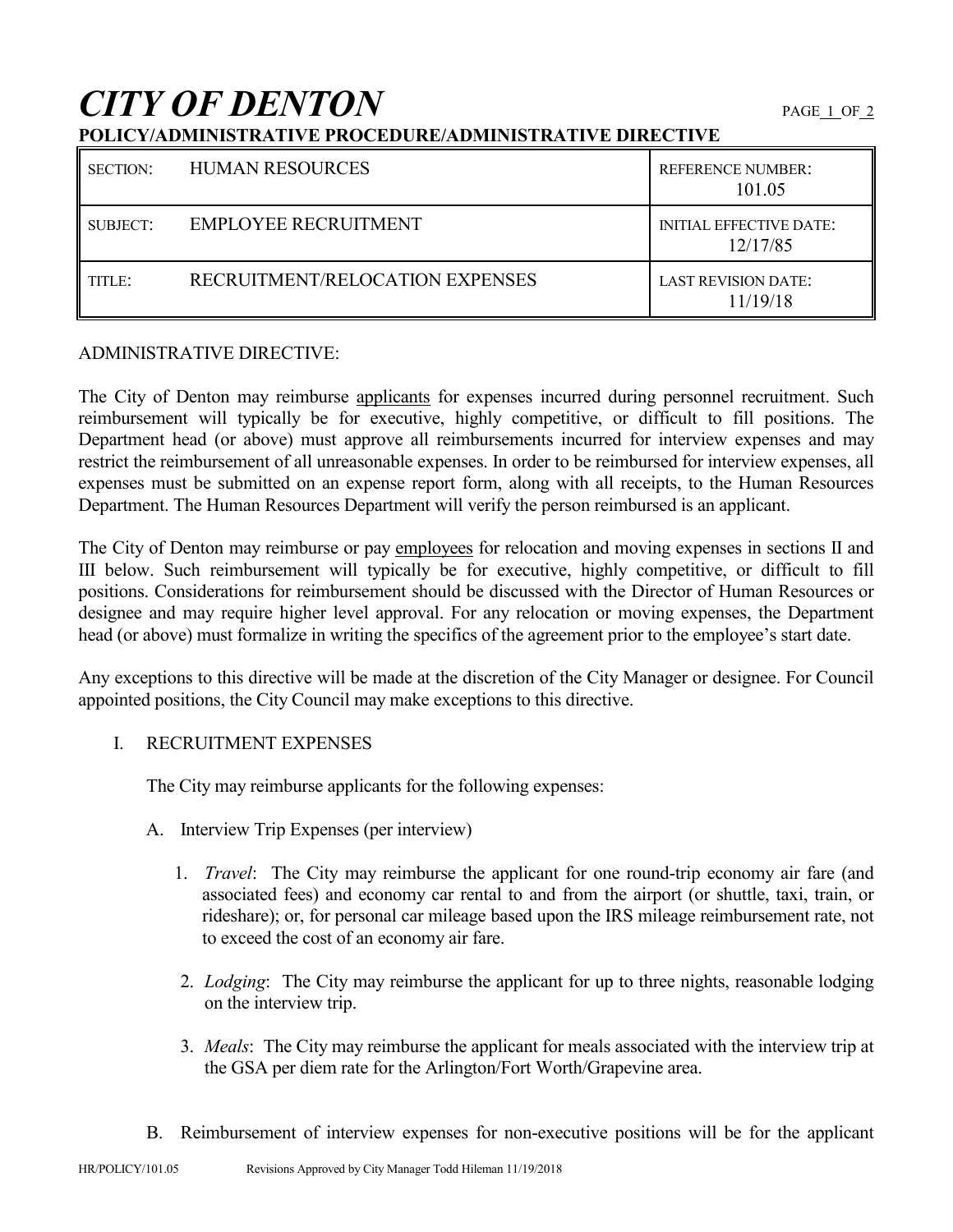# CITY OF DENTON

**POLICY/ADMINISTRATIVE PROCEDURE/ADMINISTRATIVE DIRECTIVE**

| | | |
|---|---|---|
| SECTION: | HUMAN RESOURCES | REFERENCE NUMBER: 101.05 |
| SUBJECT: | EMPLOYEE RECRUITMENT | INITIAL EFFECTIVE DATE: 12/17/85 |
| TITLE: | RECRUITMENT/RELOCATION EXPENSES | LAST REVISION DATE: 11/19/18 |

ADMINISTRATIVE DIRECTIVE:

The City of Denton may reimburse applicants for expenses incurred during personnel recruitment. Such reimbursement will typically be for executive, highly competitive, or difficult to fill positions. The Department head (or above) must approve all reimbursements incurred for interview expenses and may restrict the reimbursement of all unreasonable expenses. In order to be reimbursed for interview expenses, all expenses must be submitted on an expense report form, along with all receipts, to the Human Resources Department. The Human Resources Department will verify the person reimbursed is an applicant.

The City of Denton may reimburse or pay employees for relocation and moving expenses in sections II and III below. Such reimbursement will typically be for executive, highly competitive, or difficult to fill positions. Considerations for reimbursement should be discussed with the Director of Human Resources or designee and may require higher level approval. For any relocation or moving expenses, the Department head (or above) must formalize in writing the specifics of the agreement prior to the employee's start date.

Any exceptions to this directive will be made at the discretion of the City Manager or designee. For Council appointed positions, the City Council may make exceptions to this directive.

I. RECRUITMENT EXPENSES

The City may reimburse applicants for the following expenses:

A. Interview Trip Expenses (per interview)

1. *Travel*: The City may reimburse the applicant for one round-trip economy air fare (and associated fees) and economy car rental to and from the airport (or shuttle, taxi, train, or rideshare); or, for personal car mileage based upon the IRS mileage reimbursement rate, not to exceed the cost of an economy air fare.

2. *Lodging*: The City may reimburse the applicant for up to three nights, reasonable lodging on the interview trip.

3. *Meals*: The City may reimburse the applicant for meals associated with the interview trip at the GSA per diem rate for the Arlington/Fort Worth/Grapevine area.

B. Reimbursement of interview expenses for non-executive positions will be for the applicant

HR/POLICY/101.05 Revisions Approved by City Manager Todd Hileman 11/19/2018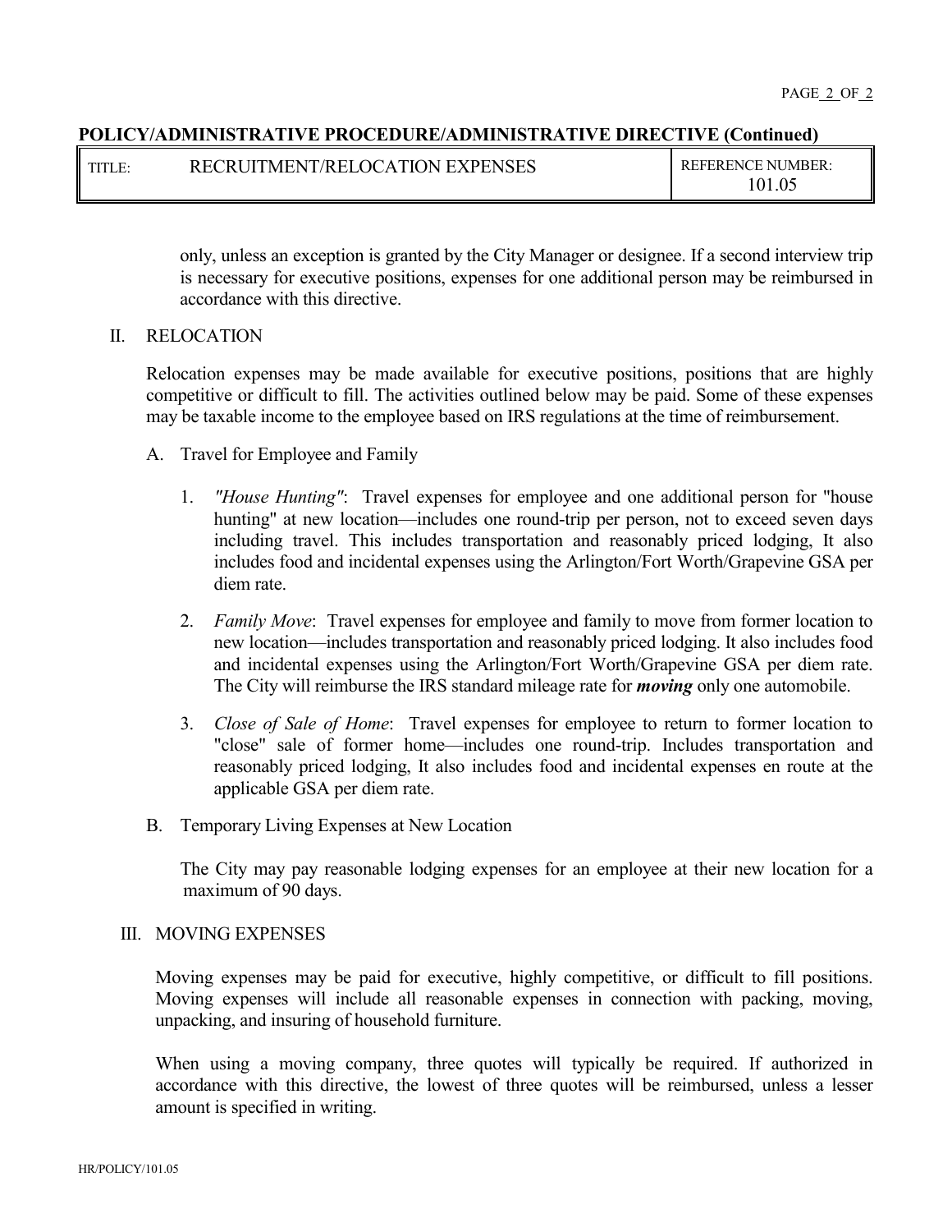**POLICY/ADMINISTRATIVE PROCEDURE/ADMINISTRATIVE DIRECTIVE (Continued)**

| TITLE: | RECRUITMENT/RELOCATION EXPENSES | REFERENCE NUMBER: 101.05 |
|---|---|---|

only, unless an exception is granted by the City Manager or designee. If a second interview trip is necessary for executive positions, expenses for one additional person may be reimbursed in accordance with this directive.

II. RELOCATION

Relocation expenses may be made available for executive positions, positions that are highly competitive or difficult to fill. The activities outlined below may be paid. Some of these expenses may be taxable income to the employee based on IRS regulations at the time of reimbursement.

A. Travel for Employee and Family

1. *"House Hunting"*: Travel expenses for employee and one additional person for "house hunting" at new location—includes one round-trip per person, not to exceed seven days including travel. This includes transportation and reasonably priced lodging, It also includes food and incidental expenses using the Arlington/Fort Worth/Grapevine GSA per diem rate.

2. *Family Move*: Travel expenses for employee and family to move from former location to new location—includes transportation and reasonably priced lodging. It also includes food and incidental expenses using the Arlington/Fort Worth/Grapevine GSA per diem rate. The City will reimburse the IRS standard mileage rate for ***moving*** only one automobile.

3. *Close of Sale of Home*: Travel expenses for employee to return to former location to "close" sale of former home—includes one round-trip. Includes transportation and reasonably priced lodging, It also includes food and incidental expenses en route at the applicable GSA per diem rate.

B. Temporary Living Expenses at New Location

The City may pay reasonable lodging expenses for an employee at their new location for a maximum of 90 days.

III. MOVING EXPENSES

Moving expenses may be paid for executive, highly competitive, or difficult to fill positions. Moving expenses will include all reasonable expenses in connection with packing, moving, unpacking, and insuring of household furniture.

When using a moving company, three quotes will typically be required. If authorized in accordance with this directive, the lowest of three quotes will be reimbursed, unless a lesser amount is specified in writing.